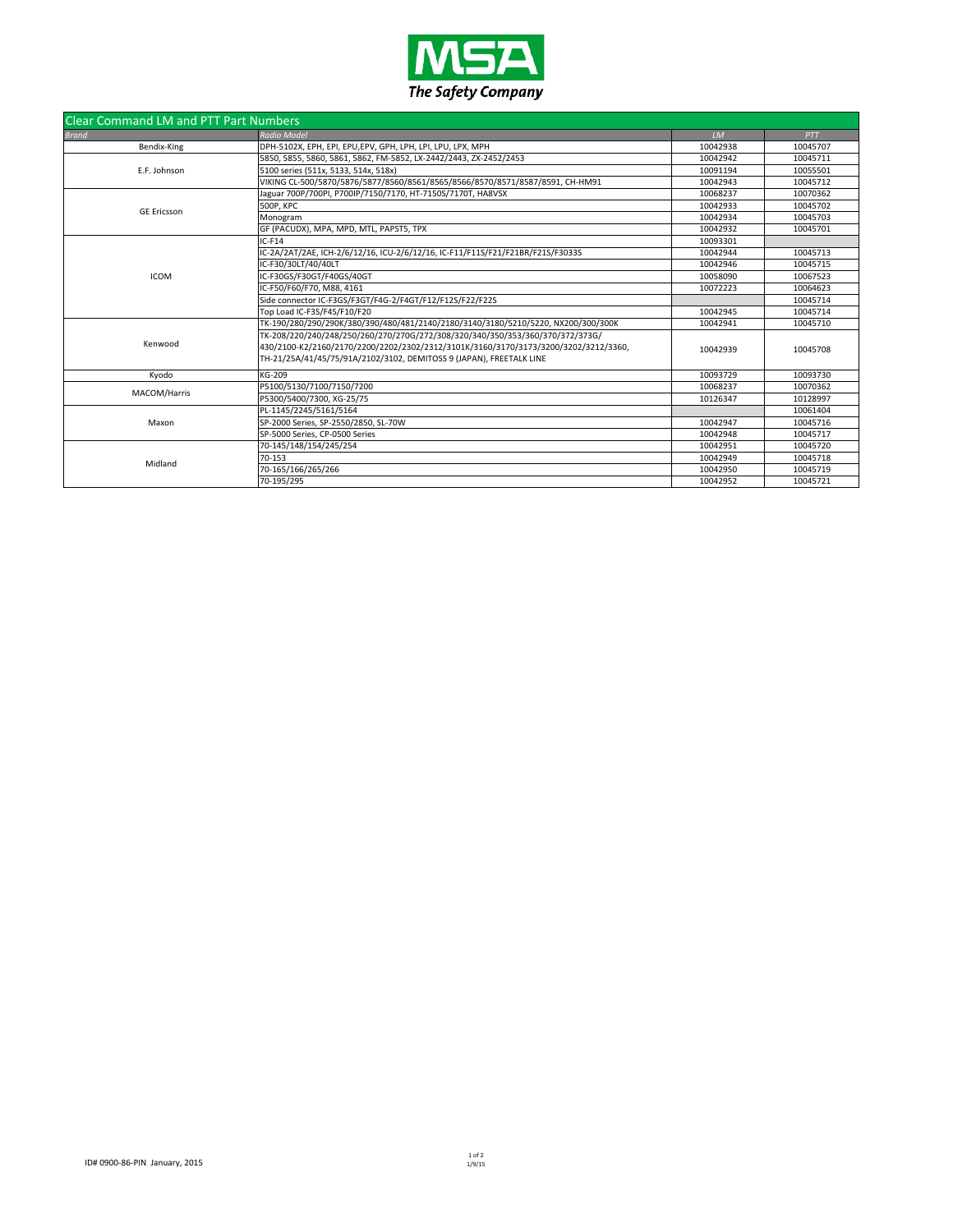MSA
*The Safety Company*

## Clear Command LM and PTT Part Numbers

| Brand | Radio Model | LM | PTT |
|---|---|---|---|
| Bendix-King | DPH-5102X, EPH, EPI, EPU,EPV, GPH, LPH, LPI, LPU, LPX, MPH | 10042938 | 10045707 |
| E.F. Johnson | 5850, 5855, 5860, 5861, 5862, FM-5852, LX-2442/2443, ZX-2452/2453 | 10042942 | 10045711 |
| | 5100 series (511x, 5133, 514x, 518x) | 10091194 | 10055501 |
| | VIKING CL-500/5870/5876/5877/8560/8561/8565/8566/8570/8571/8587/8591, CH-HM91 | 10042943 | 10045712 |
| GE Ericsson | Jaguar 700P/700PI, P700IP/7150/7170, HT-7150S/7170T, HA8VSX | 10068237 | 10070362 |
| | 500P, KPC | 10042933 | 10045702 |
| | Monogram | 10042934 | 10045703 |
| | GF (PACUDX), MPA, MPD, MTL, PAPST5, TPX | 10042932 | 10045701 |
| ICOM | IC-F14 | 10093301 | |
| | IC-2A/2AT/2AE, ICH-2/6/12/16, ICU-2/6/12/16, IC-F11/F11S/F21/F21BR/F21S/F3033S | 10042944 | 10045713 |
| | IC-F30/30LT/40/40LT | 10042946 | 10045715 |
| | IC-F30GS/F30GT/F40GS/40GT | 10058090 | 10067523 |
| | IC-F50/F60/F70, M88, 4161 | 10072223 | 10064623 |
| | Side connector IC-F3GS/F3GT/F4G-2/F4GT/F12/F12S/F22/F22S | | 10045714 |
| | Top Load IC-F3S/F4S/F10/F20 | 10042945 | 10045714 |
| Kenwood | TK-190/280/290/290K/380/390/480/481/2140/2180/3140/3180/5210/5220, NX200/300/300K | 10042941 | 10045710 |
| | TK-208/220/240/248/250/260/270/270G/272/308/320/340/350/353/360/370/372/373G/ 430/2100-K2/2160/2170/2200/2202/2302/2312/3101K/3160/3170/3173/3200/3202/3212/3360, TH-21/25A/41/45/75/91A/2102/3102, DEMITOSS 9 (JAPAN), FREETALK LINE | 10042939 | 10045708 |
| Kyodo | KG-209 | 10093729 | 10093730 |
| MACOM/Harris | P5100/5130/7100/7150/7200 | 10068237 | 10070362 |
| | P5300/5400/7300, XG-25/75 | 10126347 | 10128997 |
| Maxon | PL-1145/2245/5161/5164 | | 10061404 |
| | SP-2000 Series, SP-2550/2850, SL-70W | 10042947 | 10045716 |
| | SP-5000 Series, CP-0500 Series | 10042948 | 10045717 |
| Midland | 70-145/148/154/245/254 | 10042951 | 10045720 |
| | 70-153 | 10042949 | 10045718 |
| | 70-165/166/265/266 | 10042950 | 10045719 |
| | 70-195/295 | 10042952 | 10045721 |

ID# 0900-86-PIN January, 2015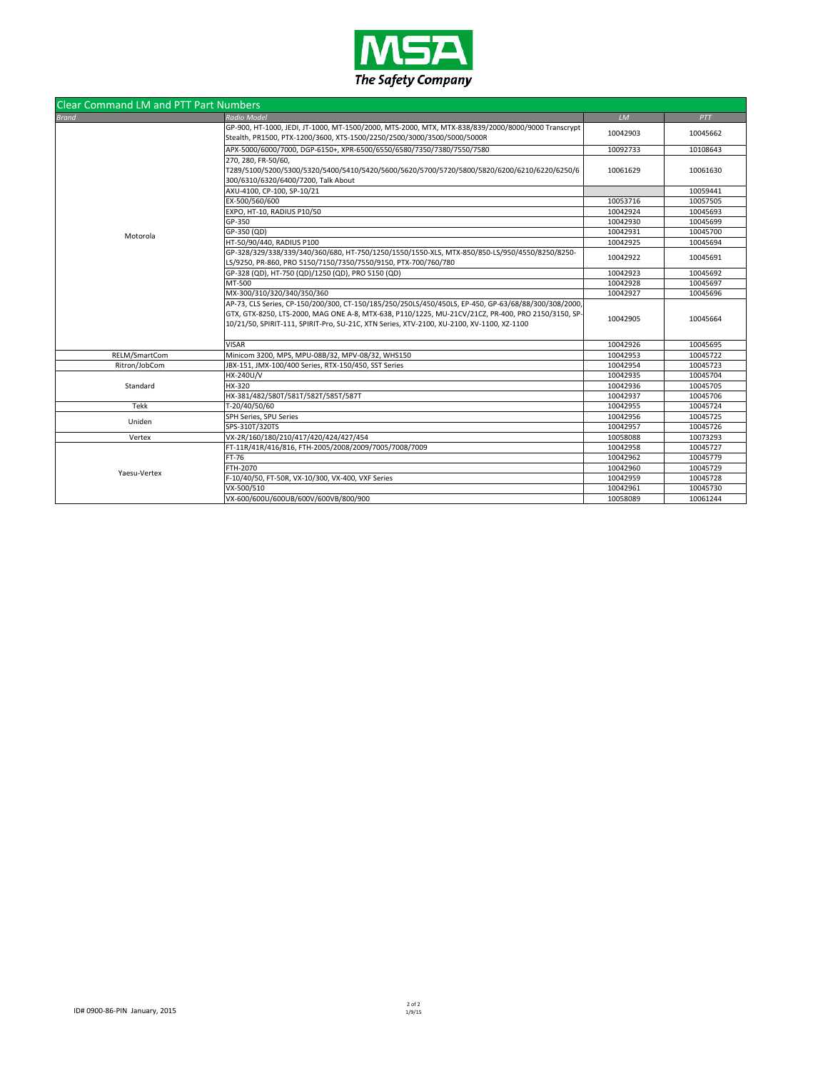MSA
*The Safety Company*

## Clear Command LM and PTT Part Numbers

| *Brand* | *Radio Model* | *LM* | *PTT* |
|---|---|---|---|
| Motorola | GP-900, HT-1000, JEDI, JT-1000, MT-1500/2000, MTS-2000, MTX, MTX-838/839/2000/8000/9000 Transcrypt Stealth, PR1500, PTX-1200/3600, XTS-1500/2250/2500/3000/3500/5000/5000R | 10042903 | 10045662 |
| | APX-5000/6000/7000, DGP-6150+, XPR-6500/6550/6580/7350/7380/7550/7580 | 10092733 | 10108643 |
| | 270, 280, FR-50/60, T289/5100/5200/5300/5320/5400/5410/5420/5600/5620/5700/5720/5800/5820/6200/6210/6220/6250/6300/6310/6320/6400/7200, Talk About | 10061629 | 10061630 |
| | AXU-4100, CP-100, SP-10/21 | | 10059441 |
| | EX-500/560/600 | 10053716 | 10057505 |
| | EXPO, HT-10, RADIUS P10/50 | 10042924 | 10045693 |
| | GP-350 | 10042930 | 10045699 |
| | GP-350 (QD) | 10042931 | 10045700 |
| | HT-50/90/440, RADIUS P100 | 10042925 | 10045694 |
| | GP-328/329/338/339/340/360/680, HT-750/1250/1550/1550-XLS, MTX-850/850-LS/950/4550/8250/8250-LS/9250, PR-860, PRO 5150/7150/7350/7550/9150, PTX-700/760/780 | 10042922 | 10045691 |
| | GP-328 (QD), HT-750 (QD)/1250 (QD), PRO 5150 (QD) | 10042923 | 10045692 |
| | MT-500 | 10042928 | 10045697 |
| | MX-300/310/320/340/350/360 | 10042927 | 10045696 |
| | AP-73, CLS Series, CP-150/200/300, CT-150/185/250/250LS/450/450LS, EP-450, GP-63/68/88/300/308/2000, GTX, GTX-8250, LTS-2000, MAG ONE A-8, MTX-638, P110/1225, MU-21CV/21CZ, PR-400, PRO 2150/3150, SP-10/21/50, SPIRIT-111, SPIRIT-Pro, SU-21C, XTN Series, XTV-2100, XU-2100, XV-1100, XZ-1100 | 10042905 | 10045664 |
| | VISAR | 10042926 | 10045695 |
| RELM/SmartCom | Minicom 3200, MPS, MPU-08B/32, MPV-08/32, WHS150 | 10042953 | 10045722 |
| Ritron/JobCom | JBX-151, JMX-100/400 Series, RTX-150/450, SST Series | 10042954 | 10045723 |
| Standard | HX-240U/V | 10042935 | 10045704 |
| | HX-320 | 10042936 | 10045705 |
| | HX-381/482/580T/581T/582T/585T/587T | 10042937 | 10045706 |
| Tekk | T-20/40/50/60 | 10042955 | 10045724 |
| Uniden | SPH Series, SPU Series | 10042956 | 10045725 |
| | SPS-310T/320TS | 10042957 | 10045726 |
| Vertex | VX-2R/160/180/210/417/420/424/427/454 | 10058088 | 10073293 |
| Yaesu-Vertex | FT-11R/41R/416/816, FTH-2005/2008/2009/7005/7008/7009 | 10042958 | 10045727 |
| | FT-76 | 10042962 | 10045779 |
| | FTH-2070 | 10042960 | 10045729 |
| | F-10/40/50, FT-50R, VX-10/300, VX-400, VXF Series | 10042959 | 10045728 |
| | VX-500/510 | 10042961 | 10045730 |
| | VX-600/600U/600UB/600V/600VB/800/900 | 10058089 | 10061244 |

ID# 0900-86-PIN January, 2015